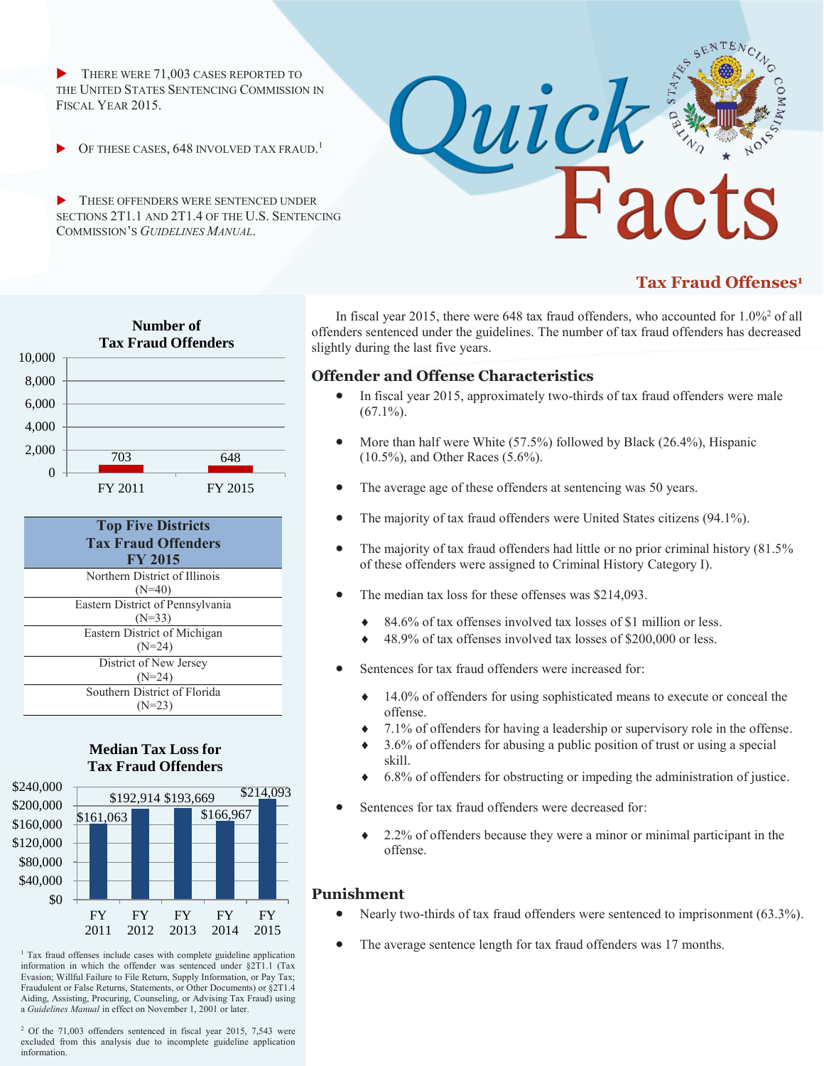- There were 71,003 cases reported to the United States Sentencing Commission in Fiscal Year 2015.
- Of these cases, 648 involved tax fraud.[1]
- These offenders were sentenced under sections 2T1.1 and 2T1.4 of the U.S. Sentencing Commission's *Guidelines Manual*.

# Quick Facts

## Tax Fraud Offenses[1]

**Number of Tax Fraud Offenders**

| Fiscal Year | Number |
|---|---|
| FY 2011 | 703 |
| FY 2015 | 648 |

| Top Five Districts Tax Fraud Offenders FY 2015 |
|---|
| Northern District of Illinois (N=40) |
| Eastern District of Pennsylvania (N=33) |
| Eastern District of Michigan (N=24) |
| District of New Jersey (N=24) |
| Southern District of Florida (N=23) |

**Median Tax Loss for Tax Fraud Offenders**

| Fiscal Year | Median Tax Loss |
|---|---|
| FY 2011 | $161,063 |
| FY 2012 | $192,914 |
| FY 2013 | $193,669 |
| FY 2014 | $166,967 |
| FY 2015 | $214,093 |

In fiscal year 2015, there were 648 tax fraud offenders, who accounted for 1.0%[2] of all offenders sentenced under the guidelines. The number of tax fraud offenders has decreased slightly during the last five years.

### Offender and Offense Characteristics

- In fiscal year 2015, approximately two-thirds of tax fraud offenders were male (67.1%).
- More than half were White (57.5%) followed by Black (26.4%), Hispanic (10.5%), and Other Races (5.6%).
- The average age of these offenders at sentencing was 50 years.
- The majority of tax fraud offenders were United States citizens (94.1%).
- The majority of tax fraud offenders had little or no prior criminal history (81.5% of these offenders were assigned to Criminal History Category I).
- The median tax loss for these offenses was $214,093.
  - 84.6% of tax offenses involved tax losses of $1 million or less.
  - 48.9% of tax offenses involved tax losses of $200,000 or less.
- Sentences for tax fraud offenders were increased for:
  - 14.0% of offenders for using sophisticated means to execute or conceal the offense.
  - 7.1% of offenders for having a leadership or supervisory role in the offense.
  - 3.6% of offenders for abusing a public position of trust or using a special skill.
  - 6.8% of offenders for obstructing or impeding the administration of justice.
- Sentences for tax fraud offenders were decreased for:
  - 2.2% of offenders because they were a minor or minimal participant in the offense.

### Punishment

- Nearly two-thirds of tax fraud offenders were sentenced to imprisonment (63.3%).
- The average sentence length for tax fraud offenders was 17 months.

---

[1] Tax fraud offenses include cases with complete guideline application information in which the offender was sentenced under §2T1.1 (Tax Evasion; Willful Failure to File Return, Supply Information, or Pay Tax; Fraudulent or False Returns, Statements, or Other Documents) or §2T1.4 Aiding, Assisting, Procuring, Counseling, or Advising Tax Fraud) using a *Guidelines Manual* in effect on November 1, 2001 or later.

[2] Of the 71,003 offenders sentenced in fiscal year 2015, 7,543 were excluded from this analysis due to incomplete guideline application information.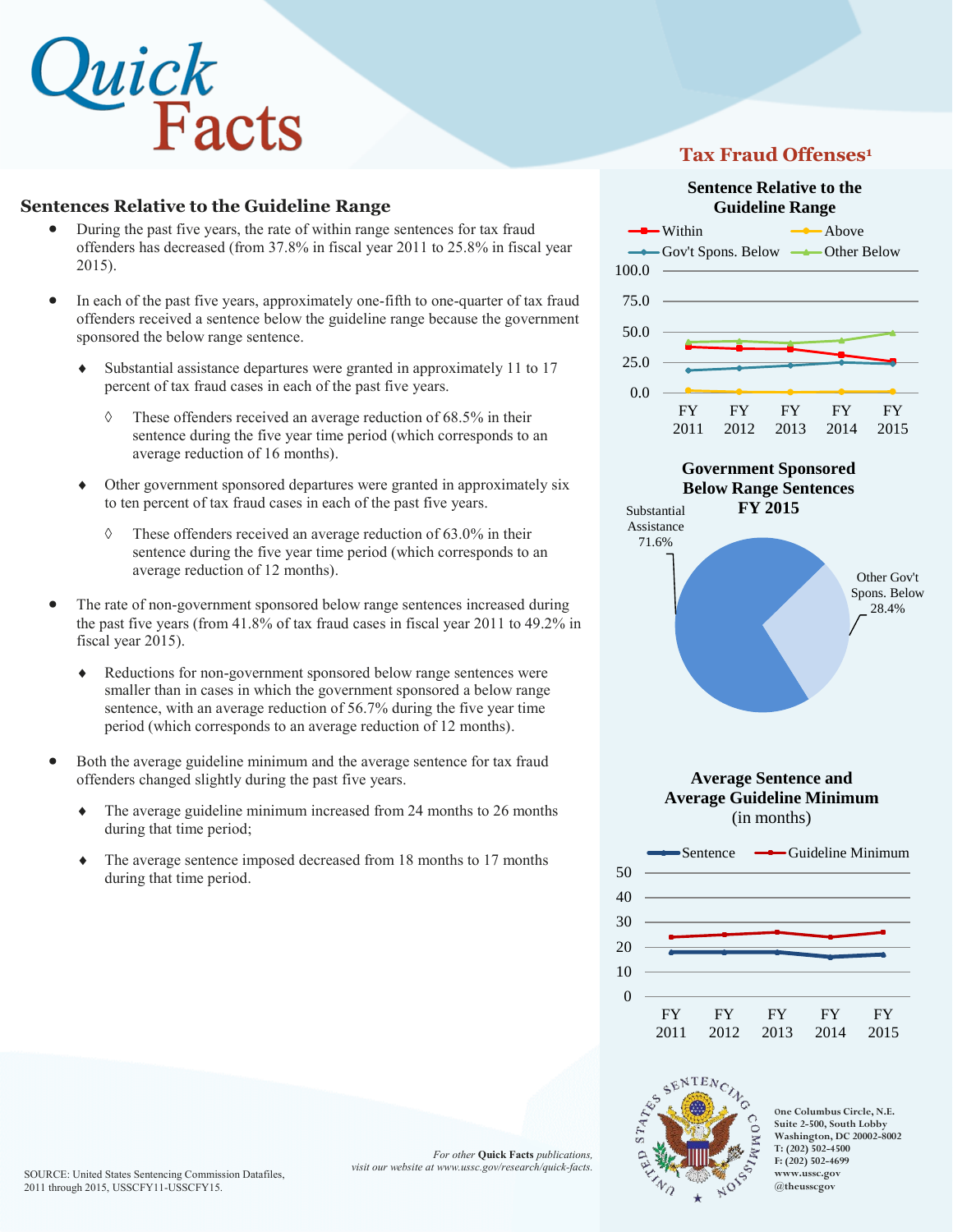# Quick Facts

## Tax Fraud Offenses[1]

### Sentences Relative to the Guideline Range

- During the past five years, the rate of within range sentences for tax fraud offenders has decreased (from 37.8% in fiscal year 2011 to 25.8% in fiscal year 2015).

- In each of the past five years, approximately one-fifth to one-quarter of tax fraud offenders received a sentence below the guideline range because the government sponsored the below range sentence.
  - Substantial assistance departures were granted in approximately 11 to 17 percent of tax fraud cases in each of the past five years.
    - These offenders received an average reduction of 68.5% in their sentence during the five year time period (which corresponds to an average reduction of 16 months).
  - Other government sponsored departures were granted in approximately six to ten percent of tax fraud cases in each of the past five years.
    - These offenders received an average reduction of 63.0% in their sentence during the five year time period (which corresponds to an average reduction of 12 months).

- The rate of non-government sponsored below range sentences increased during the past five years (from 41.8% of tax fraud cases in fiscal year 2011 to 49.2% in fiscal year 2015).
  - Reductions for non-government sponsored below range sentences were smaller than in cases in which the government sponsored a below range sentence, with an average reduction of 56.7% during the five year time period (which corresponds to an average reduction of 12 months).

- Both the average guideline minimum and the average sentence for tax fraud offenders changed slightly during the past five years.
  - The average guideline minimum increased from 24 months to 26 months during that time period;
  - The average sentence imposed decreased from 18 months to 17 months during that time period.

**Sentence Relative to the Guideline Range**

Within
Above
Gov't Spons. Below
Other Below

100.0
75.0
50.0
25.0
0.0

FY 2011
FY 2012
FY 2013
FY 2014
FY 2015

**Government Sponsored Below Range Sentences FY 2015**

Substantial Assistance 71.6%

Other Gov't Spons. Below 28.4%

**Average Sentence and Average Guideline Minimum** (in months)

Sentence
Guideline Minimum

50
40
30
20
10
0

FY 2011
FY 2012
FY 2013
FY 2014
FY 2015

SOURCE: United States Sentencing Commission Datafiles, 2011 through 2015, USSCFY11-USSCFY15.

*For other* **Quick Facts** *publications, visit our website at www.ussc.gov/research/quick-facts.*

One Columbus Circle, N.E.
Suite 2-500, South Lobby
Washington, DC 20002-8002
T: (202) 502-4500
F: (202) 502-4699
www.ussc.gov
@theusscgov